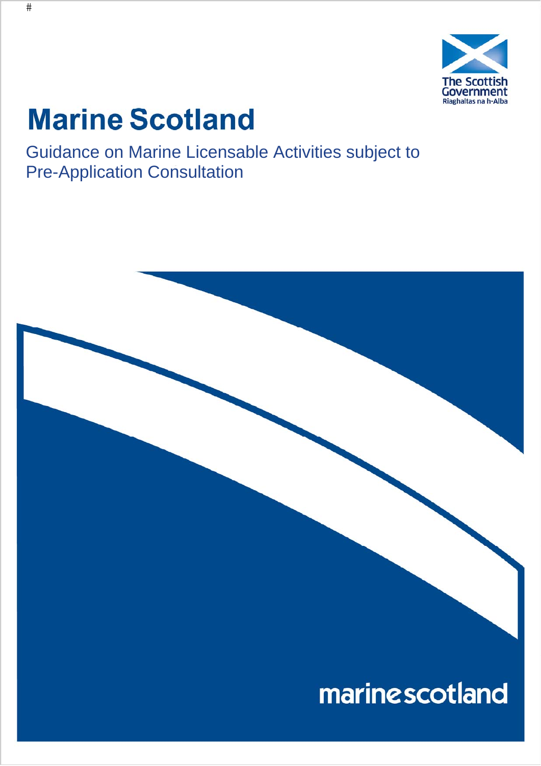#

The Scottish Government
Riaghaltas na h-Alba

# Marine Scotland

## Guidance on Marine Licensable Activities subject to Pre-Application Consultation

marinescotland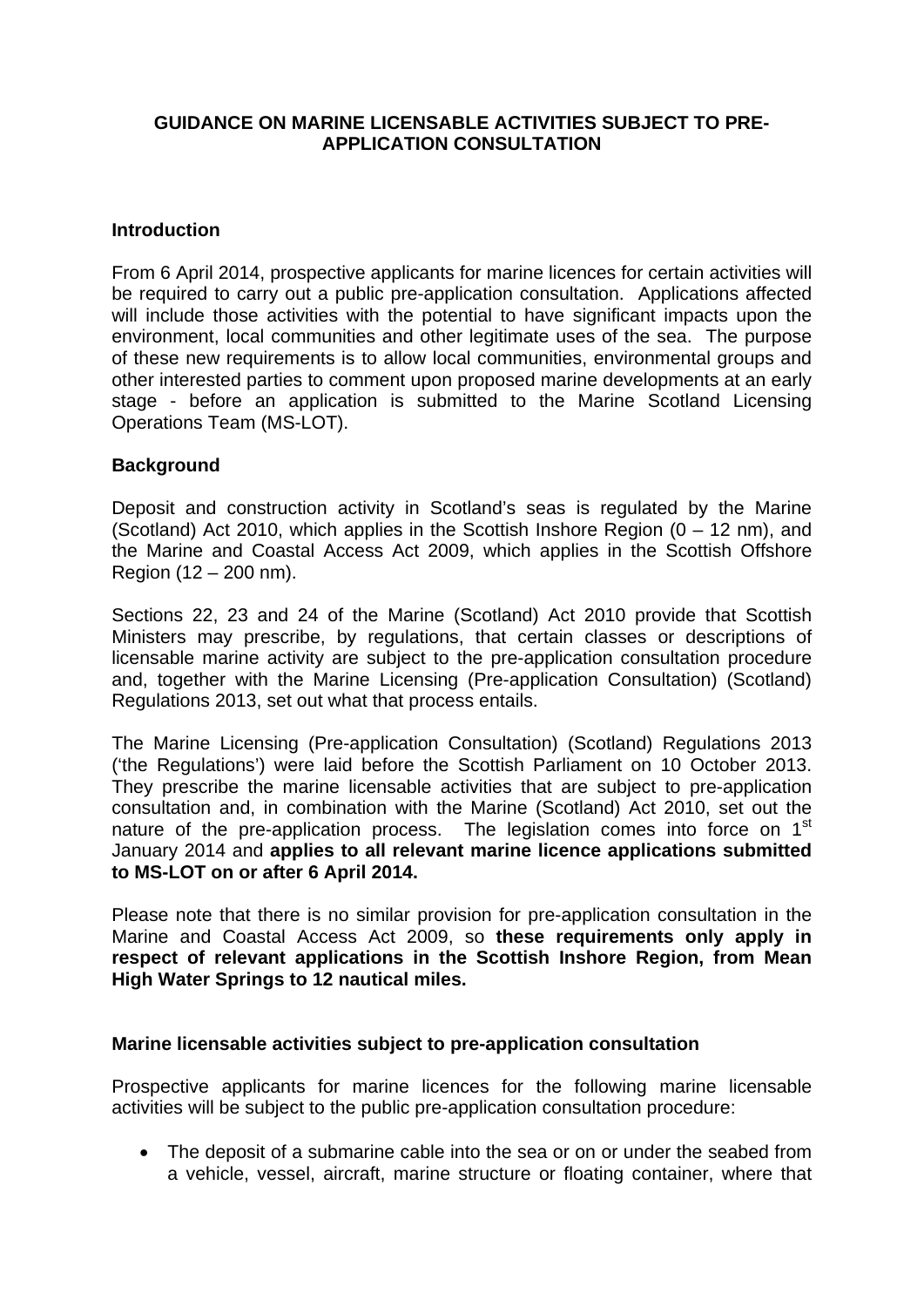**GUIDANCE ON MARINE LICENSABLE ACTIVITIES SUBJECT TO PRE-APPLICATION CONSULTATION**

## Introduction

From 6 April 2014, prospective applicants for marine licences for certain activities will be required to carry out a public pre-application consultation. Applications affected will include those activities with the potential to have significant impacts upon the environment, local communities and other legitimate uses of the sea. The purpose of these new requirements is to allow local communities, environmental groups and other interested parties to comment upon proposed marine developments at an early stage - before an application is submitted to the Marine Scotland Licensing Operations Team (MS-LOT).

## Background

Deposit and construction activity in Scotland's seas is regulated by the Marine (Scotland) Act 2010, which applies in the Scottish Inshore Region (0 – 12 nm), and the Marine and Coastal Access Act 2009, which applies in the Scottish Offshore Region (12 – 200 nm).

Sections 22, 23 and 24 of the Marine (Scotland) Act 2010 provide that Scottish Ministers may prescribe, by regulations, that certain classes or descriptions of licensable marine activity are subject to the pre-application consultation procedure and, together with the Marine Licensing (Pre-application Consultation) (Scotland) Regulations 2013, set out what that process entails.

The Marine Licensing (Pre-application Consultation) (Scotland) Regulations 2013 ('the Regulations') were laid before the Scottish Parliament on 10 October 2013. They prescribe the marine licensable activities that are subject to pre-application consultation and, in combination with the Marine (Scotland) Act 2010, set out the nature of the pre-application process. The legislation comes into force on 1st January 2014 and **applies to all relevant marine licence applications submitted to MS-LOT on or after 6 April 2014.**

Please note that there is no similar provision for pre-application consultation in the Marine and Coastal Access Act 2009, so **these requirements only apply in respect of relevant applications in the Scottish Inshore Region, from Mean High Water Springs to 12 nautical miles.**

## Marine licensable activities subject to pre-application consultation

Prospective applicants for marine licences for the following marine licensable activities will be subject to the public pre-application consultation procedure:

- The deposit of a submarine cable into the sea or on or under the seabed from a vehicle, vessel, aircraft, marine structure or floating container, where that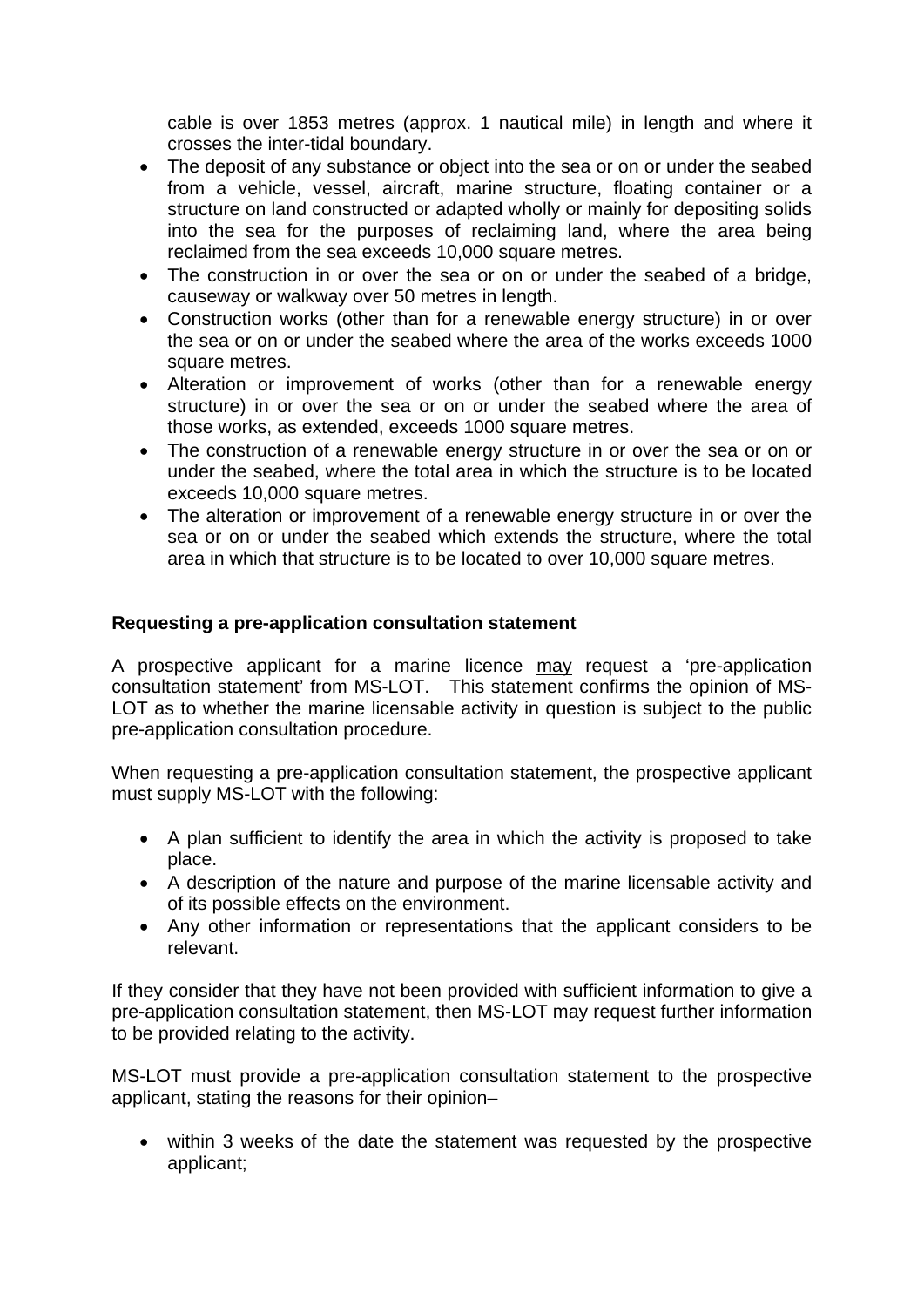cable is over 1853 metres (approx. 1 nautical mile) in length and where it crosses the inter-tidal boundary.

- The deposit of any substance or object into the sea or on or under the seabed from a vehicle, vessel, aircraft, marine structure, floating container or a structure on land constructed or adapted wholly or mainly for depositing solids into the sea for the purposes of reclaiming land, where the area being reclaimed from the sea exceeds 10,000 square metres.
- The construction in or over the sea or on or under the seabed of a bridge, causeway or walkway over 50 metres in length.
- Construction works (other than for a renewable energy structure) in or over the sea or on or under the seabed where the area of the works exceeds 1000 square metres.
- Alteration or improvement of works (other than for a renewable energy structure) in or over the sea or on or under the seabed where the area of those works, as extended, exceeds 1000 square metres.
- The construction of a renewable energy structure in or over the sea or on or under the seabed, where the total area in which the structure is to be located exceeds 10,000 square metres.
- The alteration or improvement of a renewable energy structure in or over the sea or on or under the seabed which extends the structure, where the total area in which that structure is to be located to over 10,000 square metres.

**Requesting a pre-application consultation statement**

A prospective applicant for a marine licence may request a 'pre-application consultation statement' from MS-LOT. This statement confirms the opinion of MS-LOT as to whether the marine licensable activity in question is subject to the public pre-application consultation procedure.

When requesting a pre-application consultation statement, the prospective applicant must supply MS-LOT with the following:

- A plan sufficient to identify the area in which the activity is proposed to take place.
- A description of the nature and purpose of the marine licensable activity and of its possible effects on the environment.
- Any other information or representations that the applicant considers to be relevant.

If they consider that they have not been provided with sufficient information to give a pre-application consultation statement, then MS-LOT may request further information to be provided relating to the activity.

MS-LOT must provide a pre-application consultation statement to the prospective applicant, stating the reasons for their opinion–

- within 3 weeks of the date the statement was requested by the prospective applicant;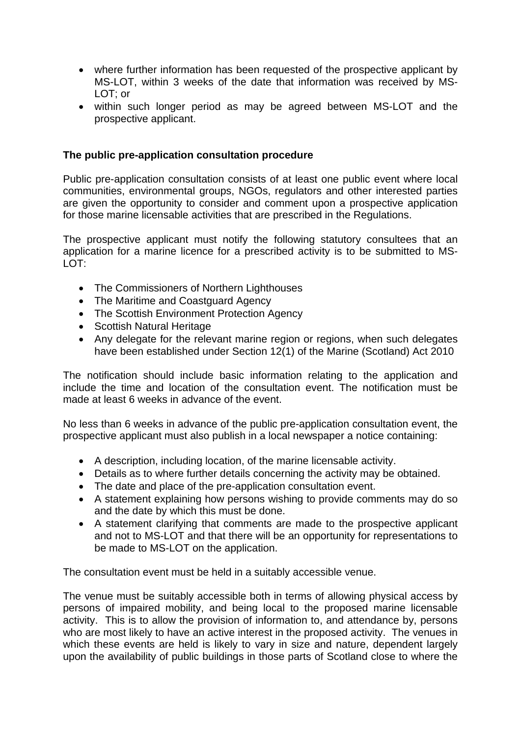- where further information has been requested of the prospective applicant by MS-LOT, within 3 weeks of the date that information was received by MS-LOT; or
- within such longer period as may be agreed between MS-LOT and the prospective applicant.

**The public pre-application consultation procedure**

Public pre-application consultation consists of at least one public event where local communities, environmental groups, NGOs, regulators and other interested parties are given the opportunity to consider and comment upon a prospective application for those marine licensable activities that are prescribed in the Regulations.

The prospective applicant must notify the following statutory consultees that an application for a marine licence for a prescribed activity is to be submitted to MS-LOT:

- The Commissioners of Northern Lighthouses
- The Maritime and Coastguard Agency
- The Scottish Environment Protection Agency
- Scottish Natural Heritage
- Any delegate for the relevant marine region or regions, when such delegates have been established under Section 12(1) of the Marine (Scotland) Act 2010

The notification should include basic information relating to the application and include the time and location of the consultation event. The notification must be made at least 6 weeks in advance of the event.

No less than 6 weeks in advance of the public pre-application consultation event, the prospective applicant must also publish in a local newspaper a notice containing:

- A description, including location, of the marine licensable activity.
- Details as to where further details concerning the activity may be obtained.
- The date and place of the pre-application consultation event.
- A statement explaining how persons wishing to provide comments may do so and the date by which this must be done.
- A statement clarifying that comments are made to the prospective applicant and not to MS-LOT and that there will be an opportunity for representations to be made to MS-LOT on the application.

The consultation event must be held in a suitably accessible venue.

The venue must be suitably accessible both in terms of allowing physical access by persons of impaired mobility, and being local to the proposed marine licensable activity. This is to allow the provision of information to, and attendance by, persons who are most likely to have an active interest in the proposed activity. The venues in which these events are held is likely to vary in size and nature, dependent largely upon the availability of public buildings in those parts of Scotland close to where the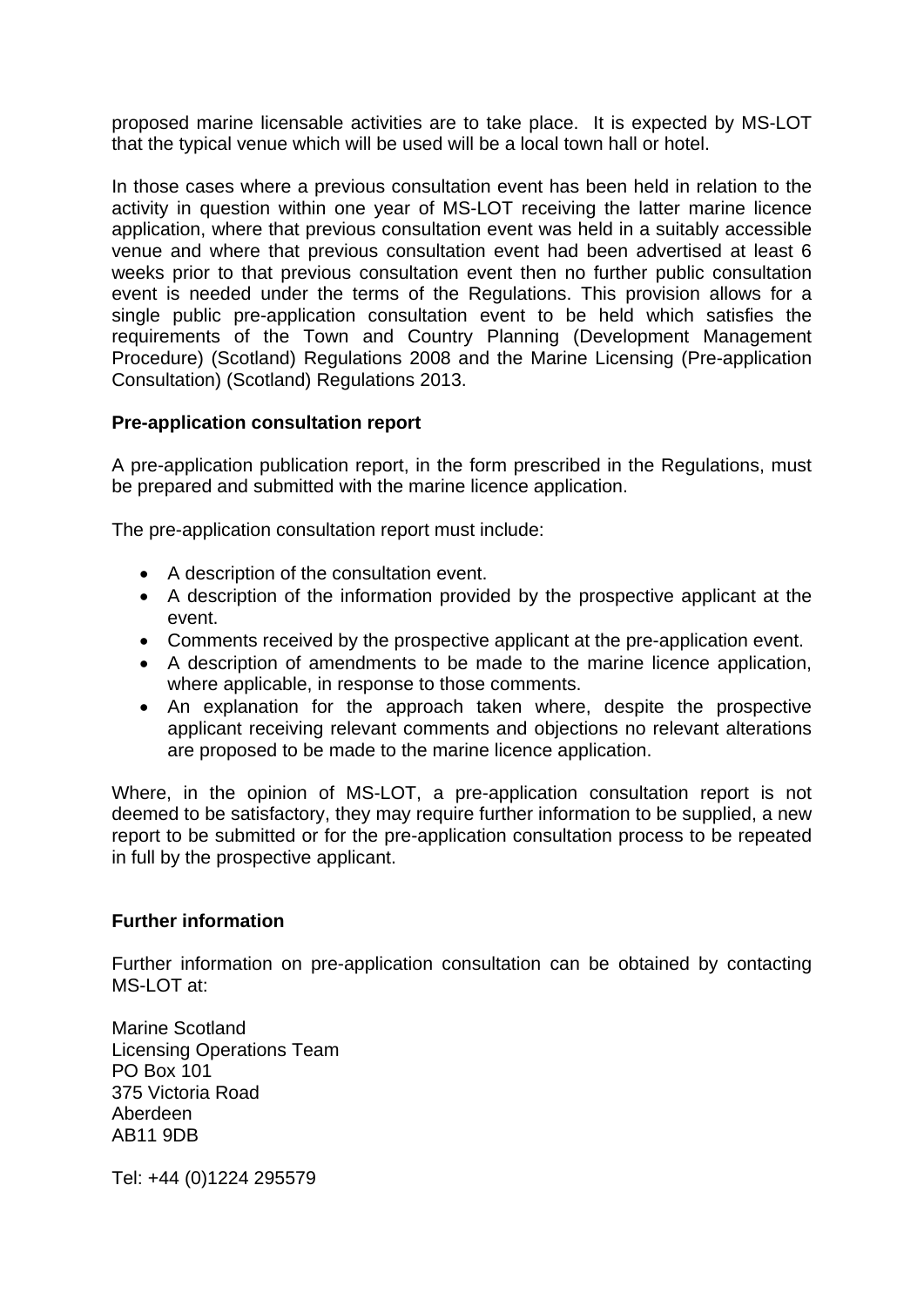proposed marine licensable activities are to take place. It is expected by MS-LOT that the typical venue which will be used will be a local town hall or hotel.

In those cases where a previous consultation event has been held in relation to the activity in question within one year of MS-LOT receiving the latter marine licence application, where that previous consultation event was held in a suitably accessible venue and where that previous consultation event had been advertised at least 6 weeks prior to that previous consultation event then no further public consultation event is needed under the terms of the Regulations. This provision allows for a single public pre-application consultation event to be held which satisfies the requirements of the Town and Country Planning (Development Management Procedure) (Scotland) Regulations 2008 and the Marine Licensing (Pre-application Consultation) (Scotland) Regulations 2013.

**Pre-application consultation report**

A pre-application publication report, in the form prescribed in the Regulations, must be prepared and submitted with the marine licence application.

The pre-application consultation report must include:

- A description of the consultation event.
- A description of the information provided by the prospective applicant at the event.
- Comments received by the prospective applicant at the pre-application event.
- A description of amendments to be made to the marine licence application, where applicable, in response to those comments.
- An explanation for the approach taken where, despite the prospective applicant receiving relevant comments and objections no relevant alterations are proposed to be made to the marine licence application.

Where, in the opinion of MS-LOT, a pre-application consultation report is not deemed to be satisfactory, they may require further information to be supplied, a new report to be submitted or for the pre-application consultation process to be repeated in full by the prospective applicant.

**Further information**

Further information on pre-application consultation can be obtained by contacting MS-LOT at:

Marine Scotland
Licensing Operations Team
PO Box 101
375 Victoria Road
Aberdeen
AB11 9DB

Tel: +44 (0)1224 295579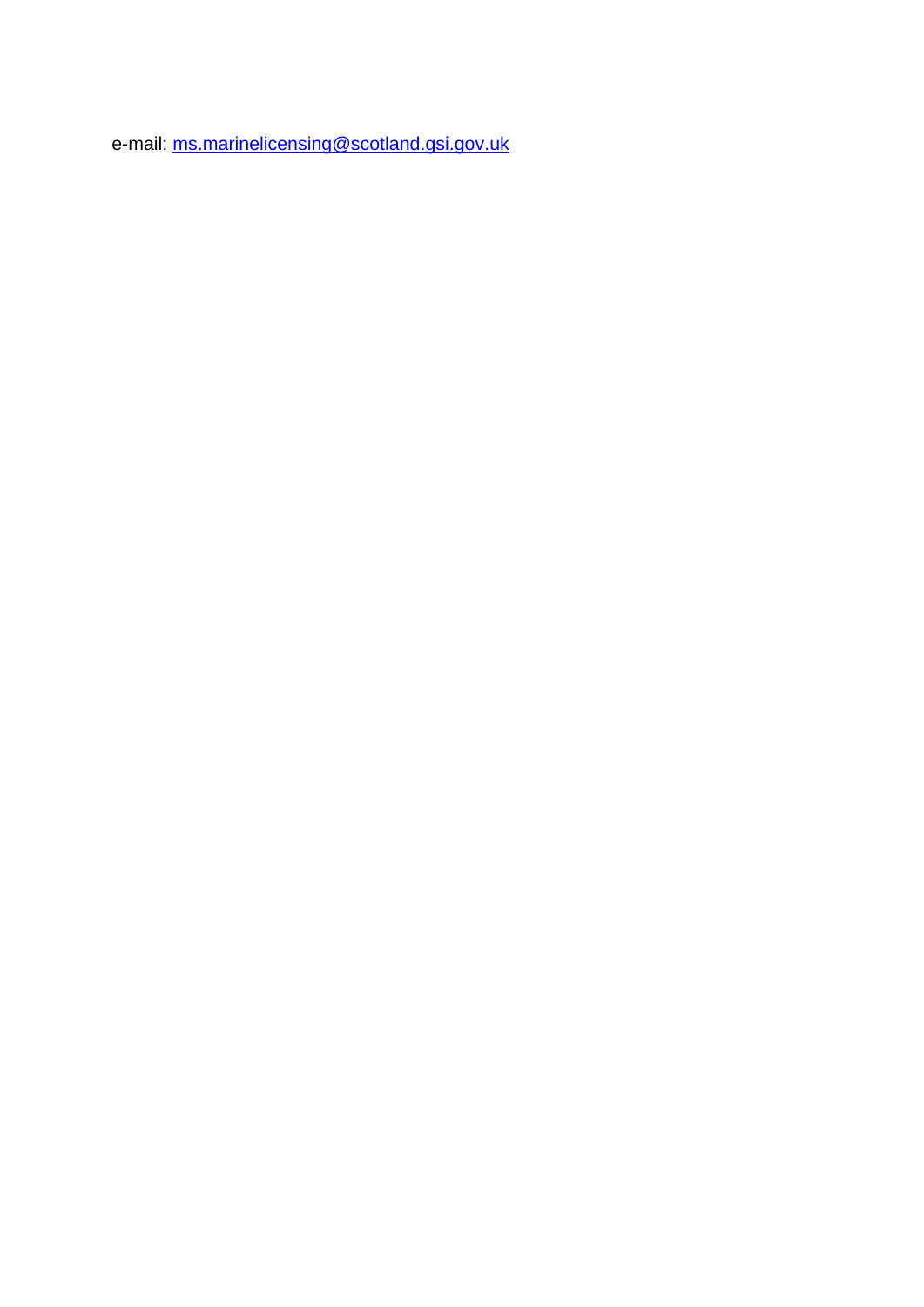e-mail: [ms.marinelicensing@scotland.gsi.gov.uk](mailto:ms.marinelicensing@scotland.gsi.gov.uk)